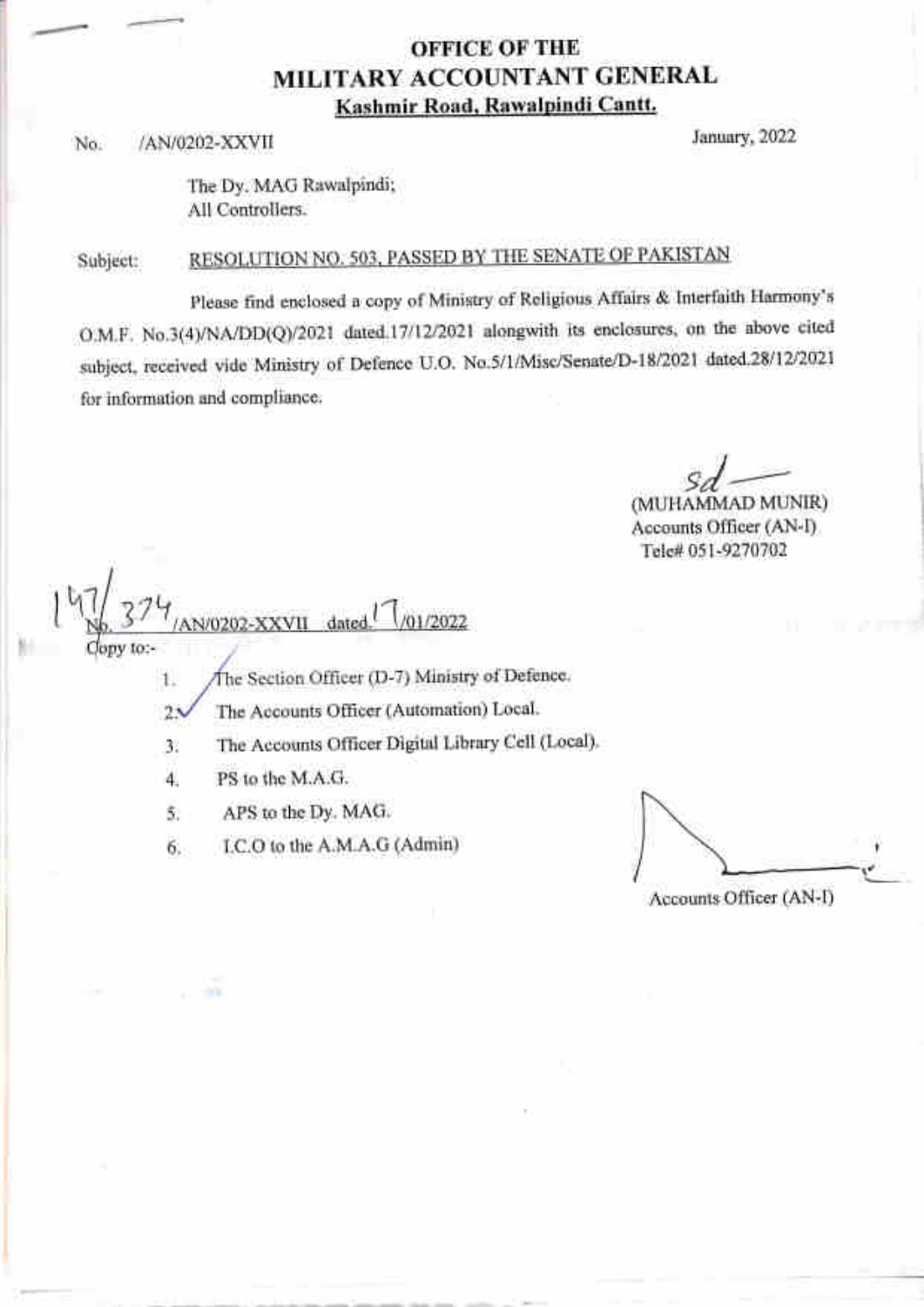# OFFICE OF THE
# MILITARY ACCOUNTANT GENERAL
**Kashmir Road, Rawalpindi Cantt.**

No. /AN/0202-XXVII January, 2022

The Dy. MAG Rawalpindi;
All Controllers.

Subject: **RESOLUTION NO. 503, PASSED BY THE SENATE OF PAKISTAN**

Please find enclosed a copy of Ministry of Religious Affairs & Interfaith Harmony's O.M.F. No.3(4)/NA/DD(Q)/2021 dated.17/12/2021 alongwith its enclosures, on the above cited subject, received vide Ministry of Defence U.O. No.5/1/Misc/Senate/D-18/2021 dated.28/12/2021 for information and compliance.

Sd
(MUHAMMAD MUNIR)
Accounts Officer (AN-I)
Tele# 051-9270702

No. 147/374/AN/0202-XXVII dated.17/01/2022

Copy to:-

1. The Section Officer (D-7) Ministry of Defence.
2. The Accounts Officer (Automation) Local.
3. The Accounts Officer Digital Library Cell (Local).
4. PS to the M.A.G.
5. APS to the Dy. MAG.
6. I.C.O to the A.M.A.G (Admin)

Accounts Officer (AN-I)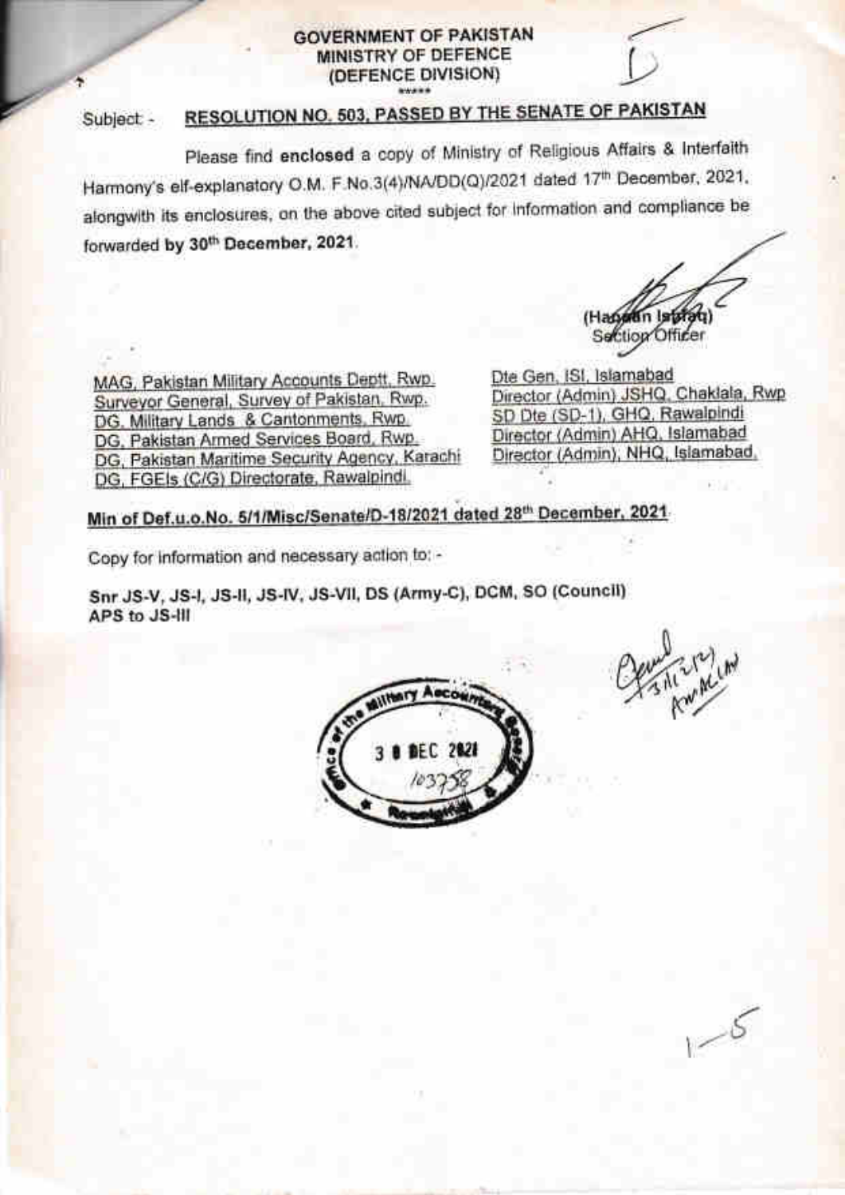**GOVERNMENT OF PAKISTAN**
**MINISTRY OF DEFENCE**
**(DEFENCE DIVISION)**
\*\*\*\*\*

Subject: - **RESOLUTION NO. 503, PASSED BY THE SENATE OF PAKISTAN**

Please find **enclosed** a copy of Ministry of Religious Affairs & Interfaith Harmony's elf-explanatory O.M. F.No.3(4)/NA/DD(Q)/2021 dated 17th December, 2021, alongwith its enclosures, on the above cited subject for information and compliance be forwarded **by 30th December, 2021**.

(Hassan Ishfaq)
Section Officer

MAG, Pakistan Military Accounts Deptt, Rwp.
Surveyor General, Survey of Pakistan, Rwp.
DG, Military Lands & Cantonments, Rwp.
DG, Pakistan Armed Services Board, Rwp.
DG, Pakistan Maritime Security Agency, Karachi
DG, FGEIs (C/G) Directorate, Rawalpindi.

Dte Gen, ISI, Islamabad
Director (Admin) JSHQ, Chaklala, Rwp
SD Dte (SD-1), GHQ, Rawalpindi
Director (Admin) AHQ, Islamabad
Director (Admin), NHQ, Islamabad.

**Min of Def.u.o.No. 5/1/Misc/Senate/D-18/2021 dated 28th December, 2021**

Copy for information and necessary action to: -

**Snr JS-V, JS-I, JS-II, JS-IV, JS-VII, DS (Army-C), DCM, SO (Council)**
**APS to JS-III**

Office of the Military Accountant General, Rawalpindi
30 DEC 2021
103758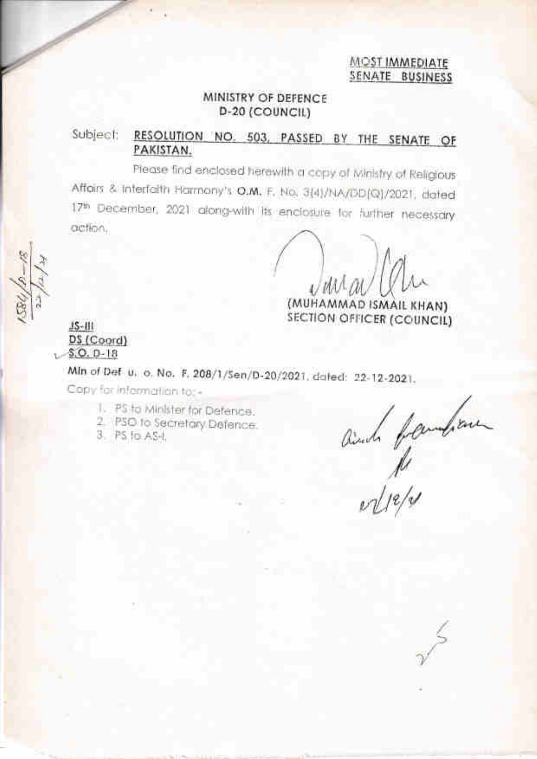**MOST IMMEDIATE**
**SENATE BUSINESS**

**MINISTRY OF DEFENCE**
**D-20 (COUNCIL)**

Subject: **RESOLUTION NO. 503, PASSED BY THE SENATE OF PAKISTAN.**

Please find enclosed herewith a copy of Ministry of Religious Affairs & Interfaith Harmony's **O.M.** F. No. 3(4)/NA/DD(Q)/2021, dated 17th December, 2021 along-with its enclosure for further necessary action.

(MUHAMMAD ISMAIL KHAN)
SECTION OFFICER (COUNCIL)

JS-III
DS (Coord)
S.O. D-18

Min of Def u. o. No. F. 208/1/Sen/D-20/2021, dated: 22-12-2021.

Copy for information to: -

1. PS to Minister for Defence.
2. PSO to Secretary Defence.
3. PS to AS-I.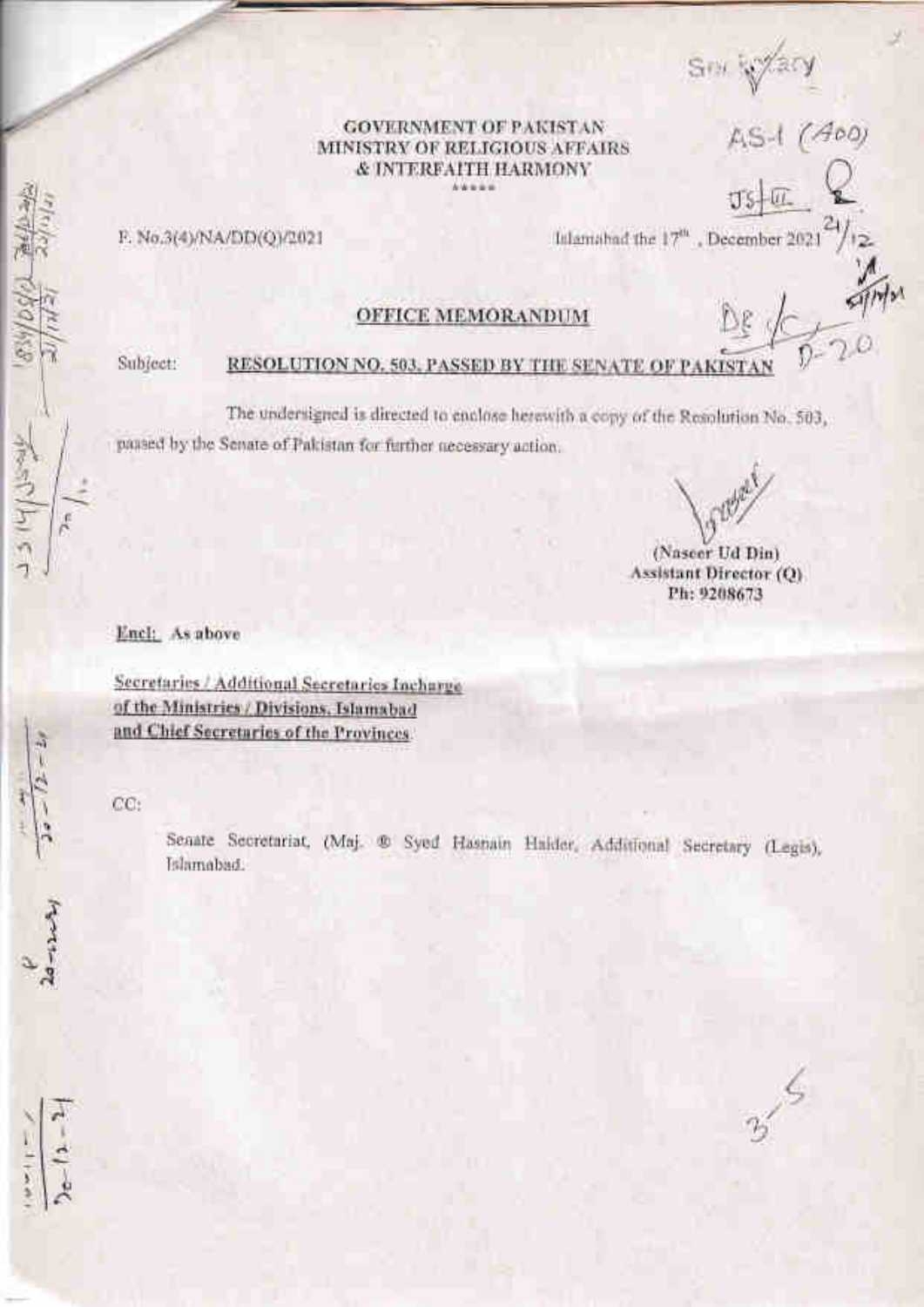**GOVERNMENT OF PAKISTAN**
**MINISTRY OF RELIGIOUS AFFAIRS**
**& INTERFAITH HARMONY**

\*\*\*\*\*

F. No.3(4)/NA/DD(Q)/2021 Islamabad the 17th, December 2021

## OFFICE MEMORANDUM

Subject: **RESOLUTION NO. 503, PASSED BY THE SENATE OF PAKISTAN**

The undersigned is directed to enclose herewith a copy of the Resolution No. 503, passed by the Senate of Pakistan for further necessary action.

(Naseer Ud Din)
Assistant Director (Q)
Ph: 9208673

Encl: As above

Secretaries / Additional Secretaries Incharge
of the Ministries / Divisions, Islamabad
and Chief Secretaries of the Provinces.

CC:

Senate Secretariat, (Maj. ® Syed Hasnain Haider, Additional Secretary (Legis), Islamabad.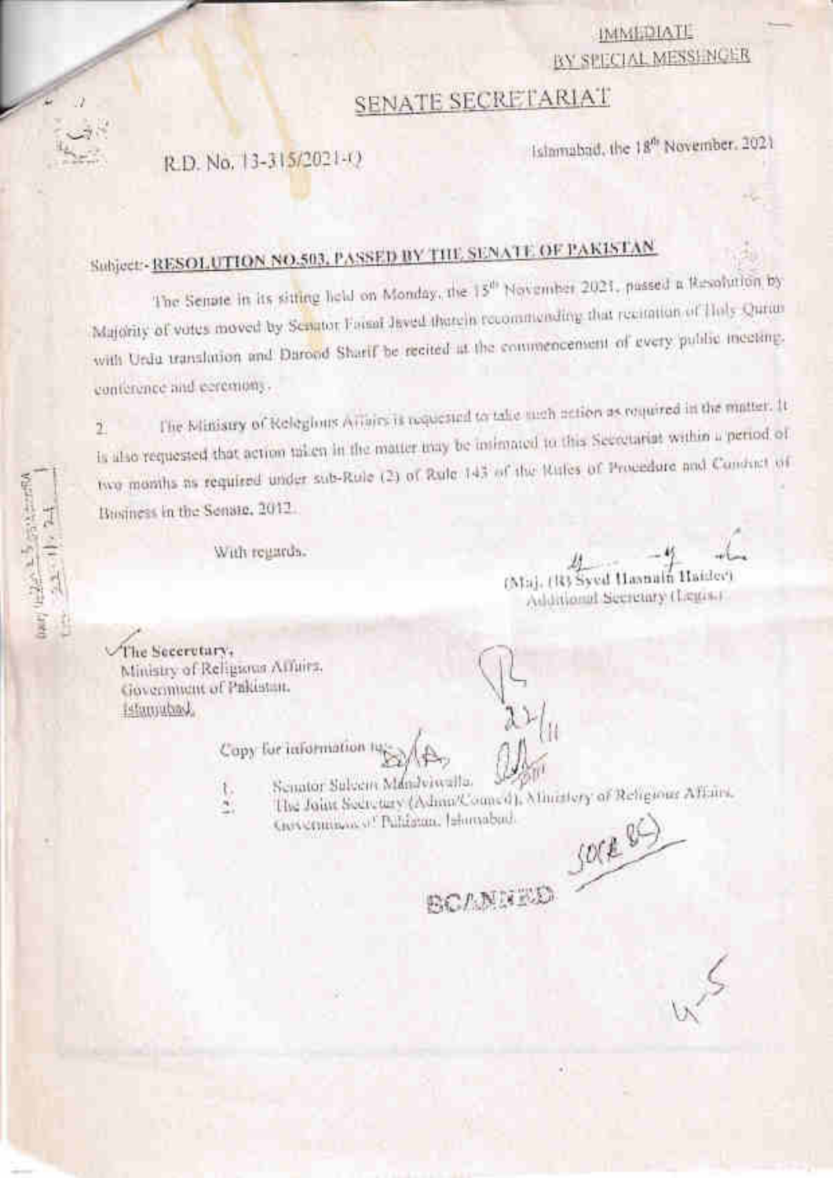IMMEDIATE
BY SPECIAL MESSENGER

# SENATE SECRETARIAT

R.D. No. 13-315/2021-Q

Islamabad, the 18th November, 2021

Subject:- **RESOLUTION NO.503, PASSED BY THE SENATE OF PAKISTAN**

The Senate in its sitting held on Monday, the 15th November 2021, passed a Resolution by Majority of votes moved by Senator Faisal Javed therein recommending that recitation of Holy Quran with Urdu translation and Darood Sharif be recited at the commencement of every public meeting, conference and ceremony.

2. The Ministry of Religious Affairs is requested to take such action as required in the matter. It is also requested that action taken in the matter may be intimated to this Secretariat within a period of two months as required under sub-Rule (2) of Rule 143 of the Rules of Procedure and Conduct of Business in the Senate, 2012.

With regards,

(Maj. (R) Syed Hasnain Haider)
Additional Secretary (Legis.)

The Secretary,
Ministry of Religious Affairs,
Government of Pakistan,
Islamabad.

Copy for information to:

1. Senator Saleem Mandviwalla.
2. The Joint Secretary (Admn/Council), Ministry of Religious Affairs, Government of Pakistan, Islamabad.

SCANNED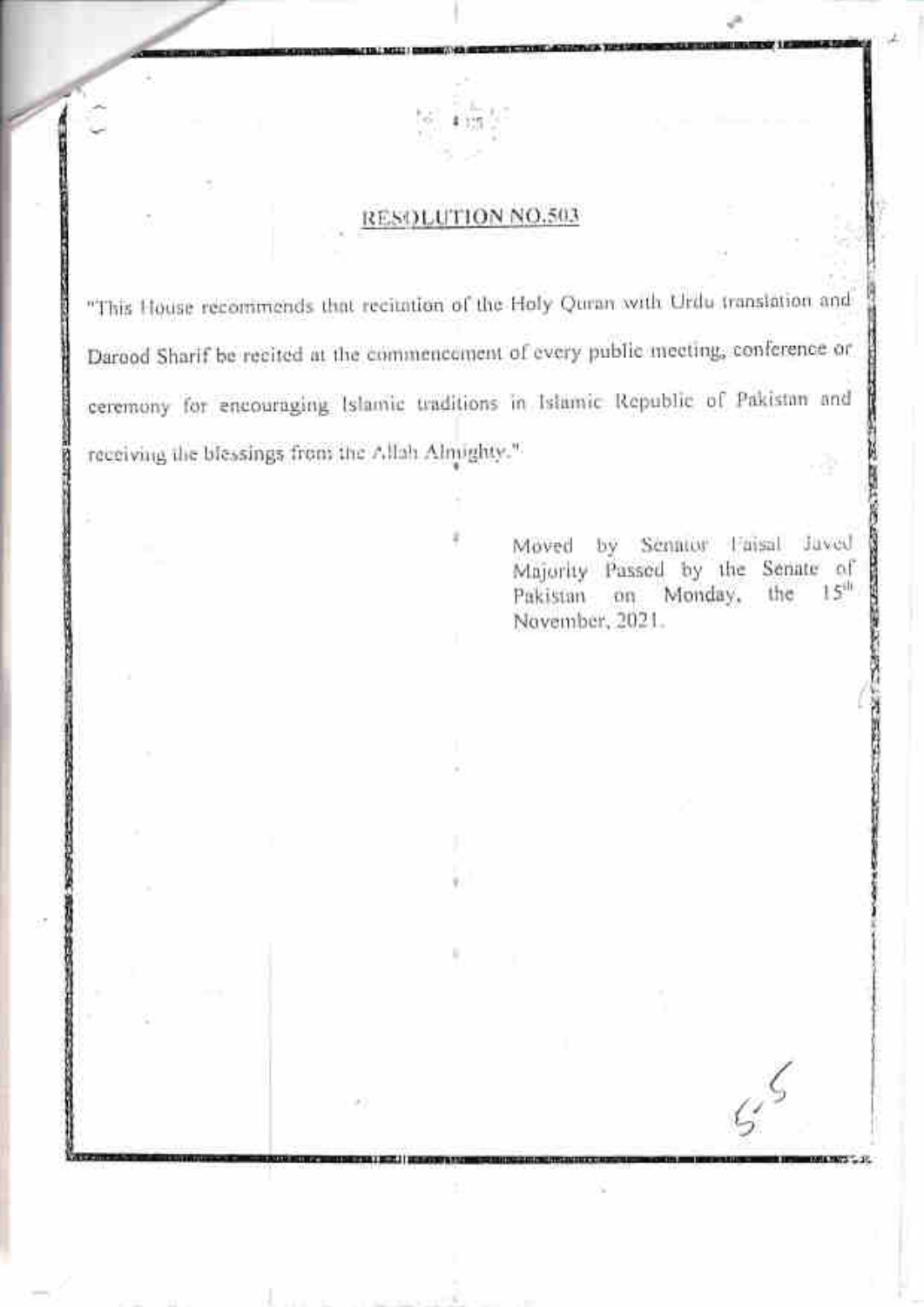## RESOLUTION NO.503

"This House recommends that recitation of the Holy Quran with Urdu translation and Darood Sharif be recited at the commencement of every public meeting, conference or ceremony for encouraging Islamic traditions in Islamic Republic of Pakistan and receiving the blessings from the Allah Almighty."

Moved by Senator Faisal Javed
Majority Passed by the Senate of Pakistan on Monday, the 15th November, 2021.